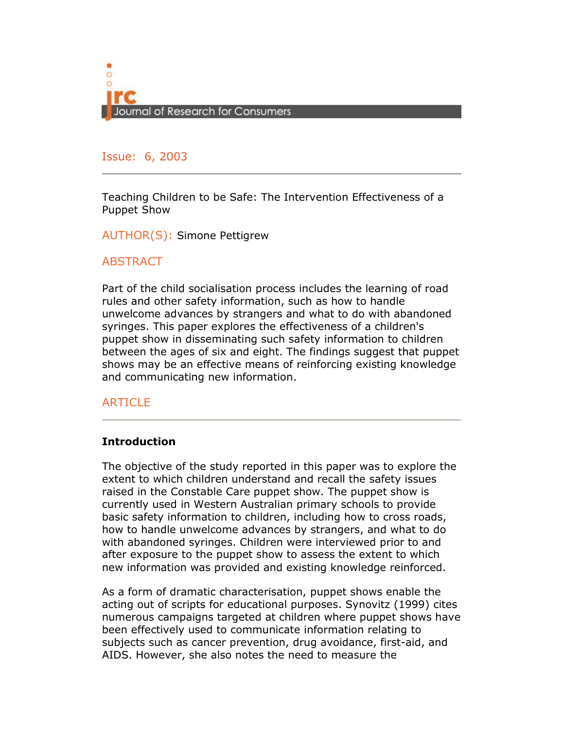# Journal of Research for Consumers

Issue: 6, 2003

Teaching Children to be Safe: The Intervention Effectiveness of a Puppet Show

AUTHOR(S): Simone Pettigrew

## ABSTRACT

Part of the child socialisation process includes the learning of road rules and other safety information, such as how to handle unwelcome advances by strangers and what to do with abandoned syringes. This paper explores the effectiveness of a children's puppet show in disseminating such safety information to children between the ages of six and eight. The findings suggest that puppet shows may be an effective means of reinforcing existing knowledge and communicating new information.

## ARTICLE

### Introduction

The objective of the study reported in this paper was to explore the extent to which children understand and recall the safety issues raised in the Constable Care puppet show. The puppet show is currently used in Western Australian primary schools to provide basic safety information to children, including how to cross roads, how to handle unwelcome advances by strangers, and what to do with abandoned syringes. Children were interviewed prior to and after exposure to the puppet show to assess the extent to which new information was provided and existing knowledge reinforced.

As a form of dramatic characterisation, puppet shows enable the acting out of scripts for educational purposes. Synovitz (1999) cites numerous campaigns targeted at children where puppet shows have been effectively used to communicate information relating to subjects such as cancer prevention, drug avoidance, first-aid, and AIDS. However, she also notes the need to measure the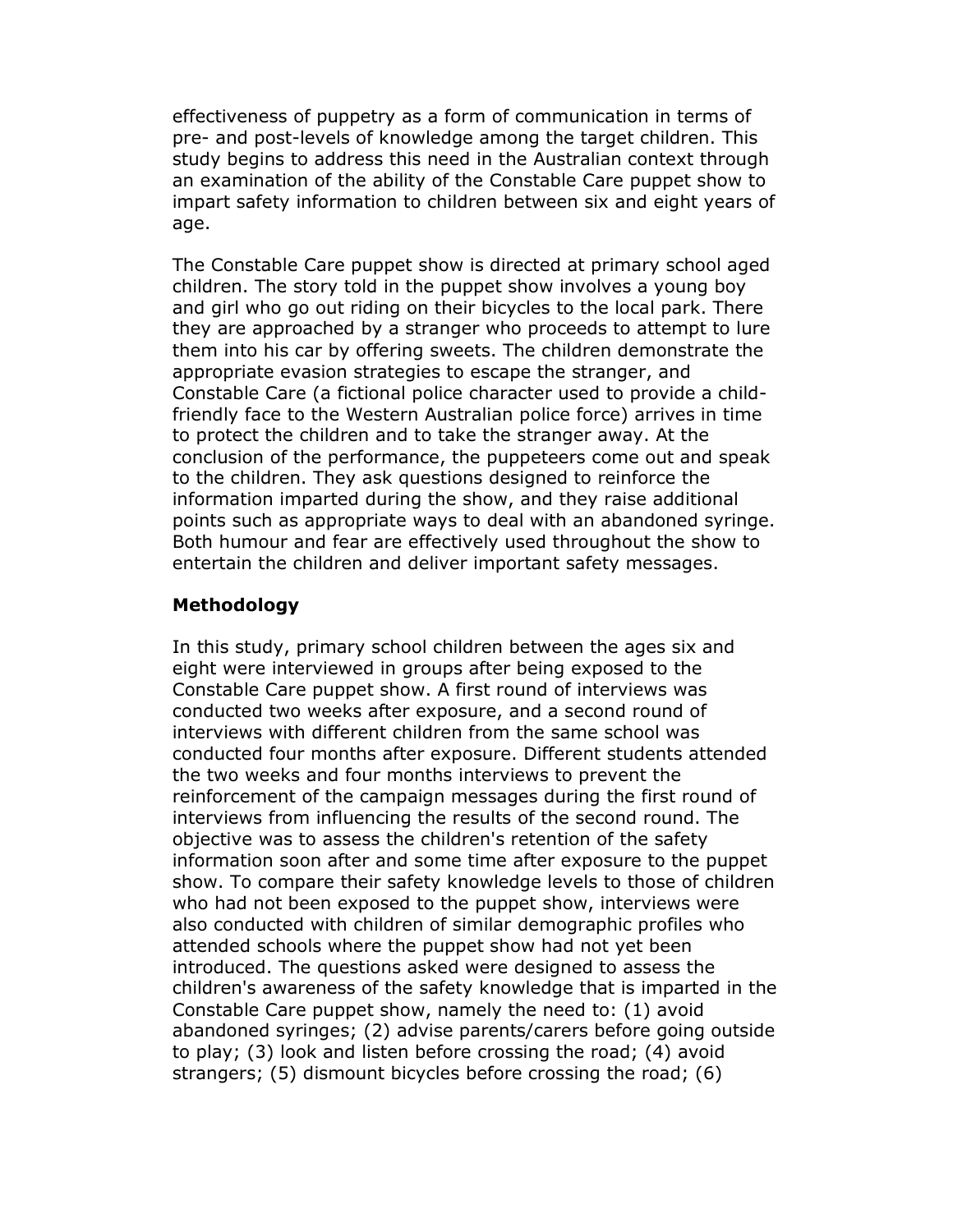effectiveness of puppetry as a form of communication in terms of pre- and post-levels of knowledge among the target children. This study begins to address this need in the Australian context through an examination of the ability of the Constable Care puppet show to impart safety information to children between six and eight years of age.

The Constable Care puppet show is directed at primary school aged children. The story told in the puppet show involves a young boy and girl who go out riding on their bicycles to the local park. There they are approached by a stranger who proceeds to attempt to lure them into his car by offering sweets. The children demonstrate the appropriate evasion strategies to escape the stranger, and Constable Care (a fictional police character used to provide a child-friendly face to the Western Australian police force) arrives in time to protect the children and to take the stranger away. At the conclusion of the performance, the puppeteers come out and speak to the children. They ask questions designed to reinforce the information imparted during the show, and they raise additional points such as appropriate ways to deal with an abandoned syringe. Both humour and fear are effectively used throughout the show to entertain the children and deliver important safety messages.

## Methodology

In this study, primary school children between the ages six and eight were interviewed in groups after being exposed to the Constable Care puppet show. A first round of interviews was conducted two weeks after exposure, and a second round of interviews with different children from the same school was conducted four months after exposure. Different students attended the two weeks and four months interviews to prevent the reinforcement of the campaign messages during the first round of interviews from influencing the results of the second round. The objective was to assess the children's retention of the safety information soon after and some time after exposure to the puppet show. To compare their safety knowledge levels to those of children who had not been exposed to the puppet show, interviews were also conducted with children of similar demographic profiles who attended schools where the puppet show had not yet been introduced. The questions asked were designed to assess the children's awareness of the safety knowledge that is imparted in the Constable Care puppet show, namely the need to: (1) avoid abandoned syringes; (2) advise parents/carers before going outside to play; (3) look and listen before crossing the road; (4) avoid strangers; (5) dismount bicycles before crossing the road; (6)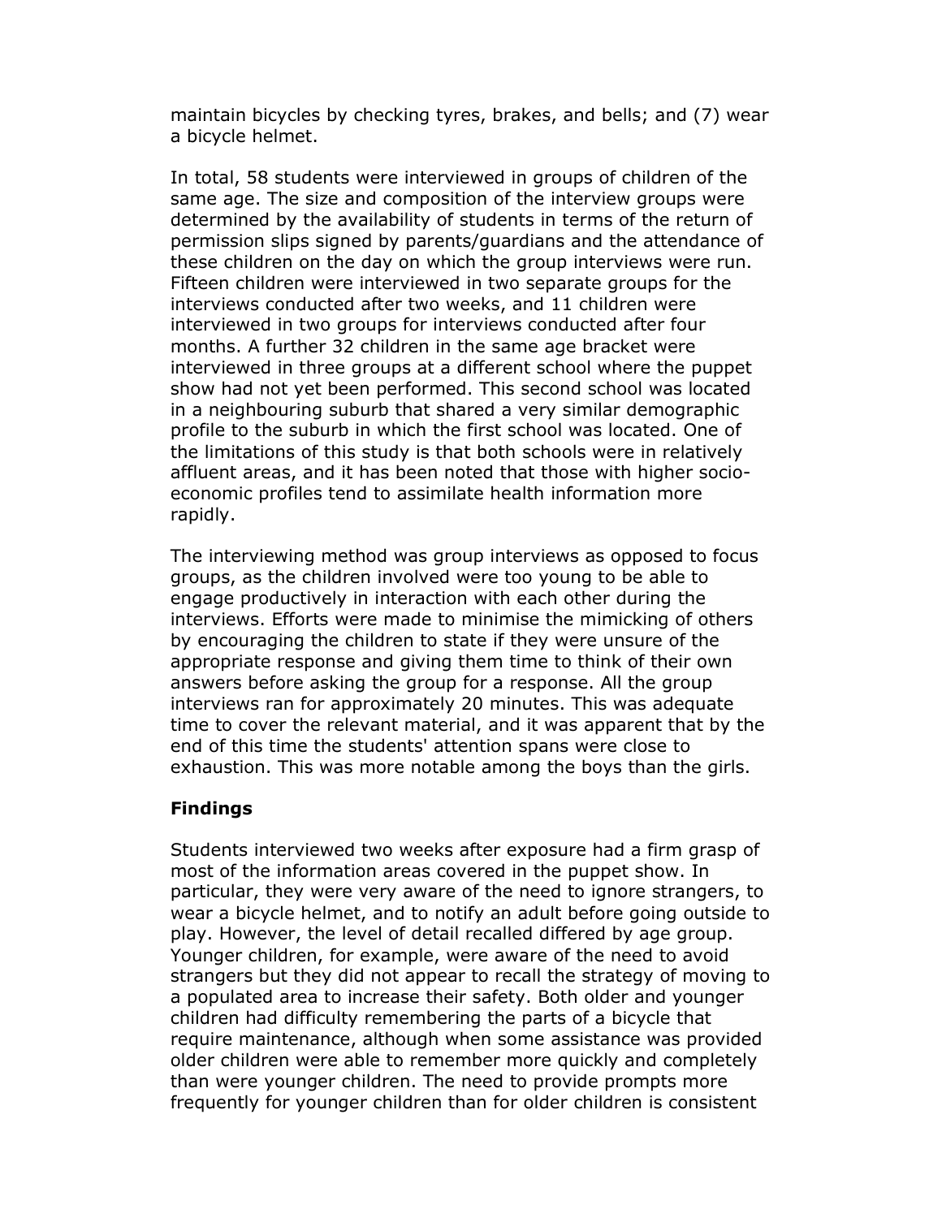maintain bicycles by checking tyres, brakes, and bells; and (7) wear a bicycle helmet.

In total, 58 students were interviewed in groups of children of the same age. The size and composition of the interview groups were determined by the availability of students in terms of the return of permission slips signed by parents/guardians and the attendance of these children on the day on which the group interviews were run. Fifteen children were interviewed in two separate groups for the interviews conducted after two weeks, and 11 children were interviewed in two groups for interviews conducted after four months. A further 32 children in the same age bracket were interviewed in three groups at a different school where the puppet show had not yet been performed. This second school was located in a neighbouring suburb that shared a very similar demographic profile to the suburb in which the first school was located. One of the limitations of this study is that both schools were in relatively affluent areas, and it has been noted that those with higher socio-economic profiles tend to assimilate health information more rapidly.

The interviewing method was group interviews as opposed to focus groups, as the children involved were too young to be able to engage productively in interaction with each other during the interviews. Efforts were made to minimise the mimicking of others by encouraging the children to state if they were unsure of the appropriate response and giving them time to think of their own answers before asking the group for a response. All the group interviews ran for approximately 20 minutes. This was adequate time to cover the relevant material, and it was apparent that by the end of this time the students' attention spans were close to exhaustion. This was more notable among the boys than the girls.

## Findings

Students interviewed two weeks after exposure had a firm grasp of most of the information areas covered in the puppet show. In particular, they were very aware of the need to ignore strangers, to wear a bicycle helmet, and to notify an adult before going outside to play. However, the level of detail recalled differed by age group. Younger children, for example, were aware of the need to avoid strangers but they did not appear to recall the strategy of moving to a populated area to increase their safety. Both older and younger children had difficulty remembering the parts of a bicycle that require maintenance, although when some assistance was provided older children were able to remember more quickly and completely than were younger children. The need to provide prompts more frequently for younger children than for older children is consistent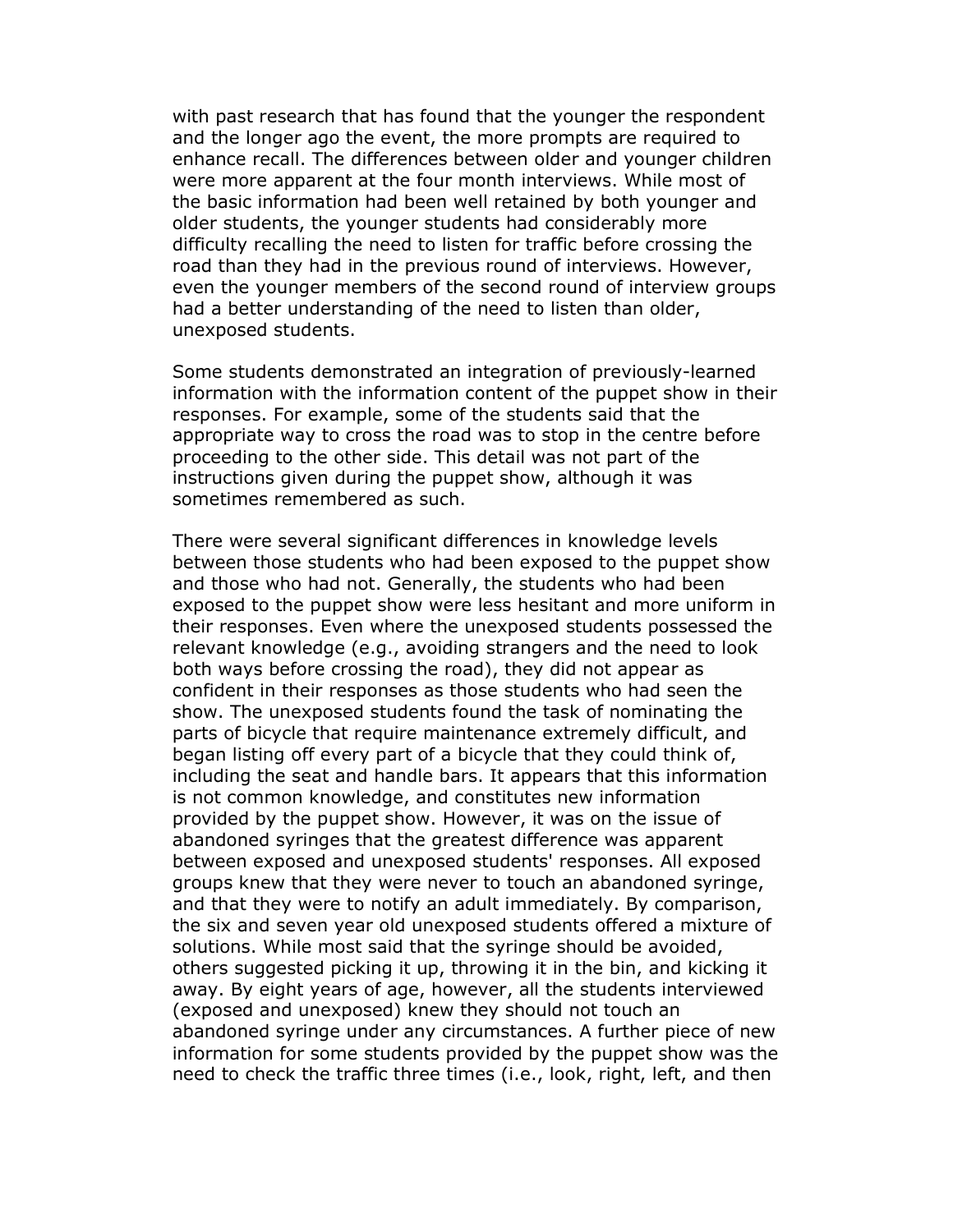with past research that has found that the younger the respondent and the longer ago the event, the more prompts are required to enhance recall. The differences between older and younger children were more apparent at the four month interviews. While most of the basic information had been well retained by both younger and older students, the younger students had considerably more difficulty recalling the need to listen for traffic before crossing the road than they had in the previous round of interviews. However, even the younger members of the second round of interview groups had a better understanding of the need to listen than older, unexposed students.

Some students demonstrated an integration of previously-learned information with the information content of the puppet show in their responses. For example, some of the students said that the appropriate way to cross the road was to stop in the centre before proceeding to the other side. This detail was not part of the instructions given during the puppet show, although it was sometimes remembered as such.

There were several significant differences in knowledge levels between those students who had been exposed to the puppet show and those who had not. Generally, the students who had been exposed to the puppet show were less hesitant and more uniform in their responses. Even where the unexposed students possessed the relevant knowledge (e.g., avoiding strangers and the need to look both ways before crossing the road), they did not appear as confident in their responses as those students who had seen the show. The unexposed students found the task of nominating the parts of bicycle that require maintenance extremely difficult, and began listing off every part of a bicycle that they could think of, including the seat and handle bars. It appears that this information is not common knowledge, and constitutes new information provided by the puppet show. However, it was on the issue of abandoned syringes that the greatest difference was apparent between exposed and unexposed students' responses. All exposed groups knew that they were never to touch an abandoned syringe, and that they were to notify an adult immediately. By comparison, the six and seven year old unexposed students offered a mixture of solutions. While most said that the syringe should be avoided, others suggested picking it up, throwing it in the bin, and kicking it away. By eight years of age, however, all the students interviewed (exposed and unexposed) knew they should not touch an abandoned syringe under any circumstances. A further piece of new information for some students provided by the puppet show was the need to check the traffic three times (i.e., look, right, left, and then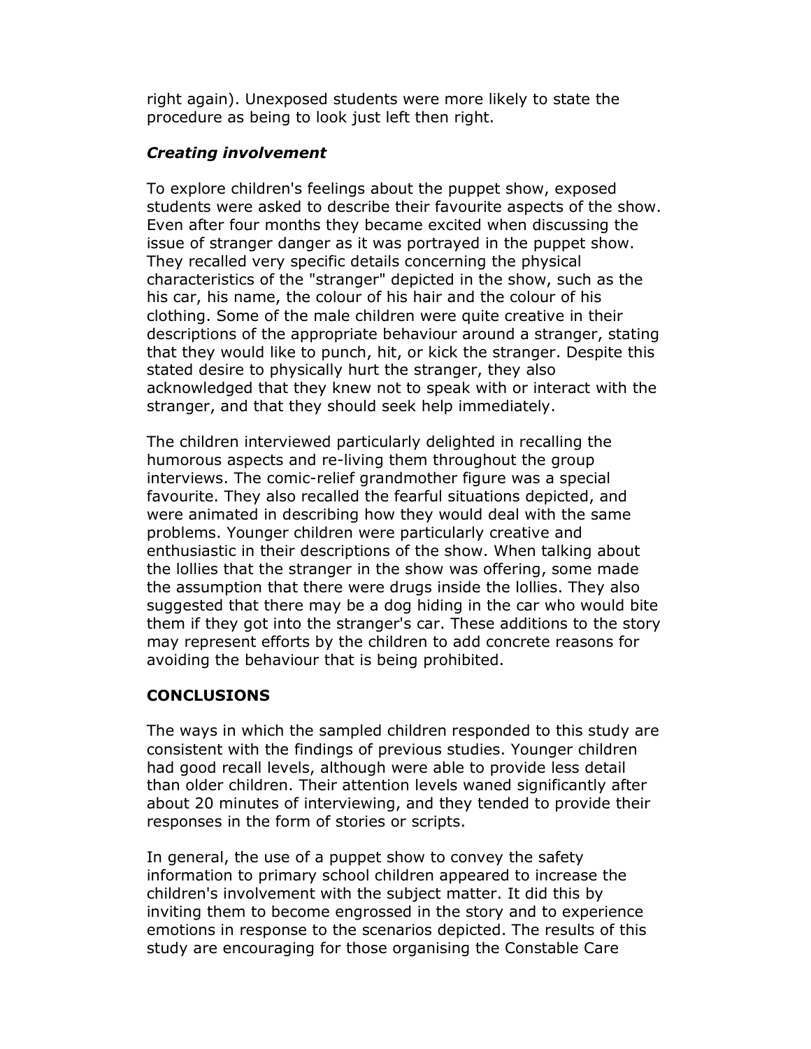right again). Unexposed students were more likely to state the procedure as being to look just left then right.

### *Creating involvement*

To explore children's feelings about the puppet show, exposed students were asked to describe their favourite aspects of the show. Even after four months they became excited when discussing the issue of stranger danger as it was portrayed in the puppet show. They recalled very specific details concerning the physical characteristics of the "stranger" depicted in the show, such as the his car, his name, the colour of his hair and the colour of his clothing. Some of the male children were quite creative in their descriptions of the appropriate behaviour around a stranger, stating that they would like to punch, hit, or kick the stranger. Despite this stated desire to physically hurt the stranger, they also acknowledged that they knew not to speak with or interact with the stranger, and that they should seek help immediately.

The children interviewed particularly delighted in recalling the humorous aspects and re-living them throughout the group interviews. The comic-relief grandmother figure was a special favourite. They also recalled the fearful situations depicted, and were animated in describing how they would deal with the same problems. Younger children were particularly creative and enthusiastic in their descriptions of the show. When talking about the lollies that the stranger in the show was offering, some made the assumption that there were drugs inside the lollies. They also suggested that there may be a dog hiding in the car who would bite them if they got into the stranger's car. These additions to the story may represent efforts by the children to add concrete reasons for avoiding the behaviour that is being prohibited.

## CONCLUSIONS

The ways in which the sampled children responded to this study are consistent with the findings of previous studies. Younger children had good recall levels, although were able to provide less detail than older children. Their attention levels waned significantly after about 20 minutes of interviewing, and they tended to provide their responses in the form of stories or scripts.

In general, the use of a puppet show to convey the safety information to primary school children appeared to increase the children's involvement with the subject matter. It did this by inviting them to become engrossed in the story and to experience emotions in response to the scenarios depicted. The results of this study are encouraging for those organising the Constable Care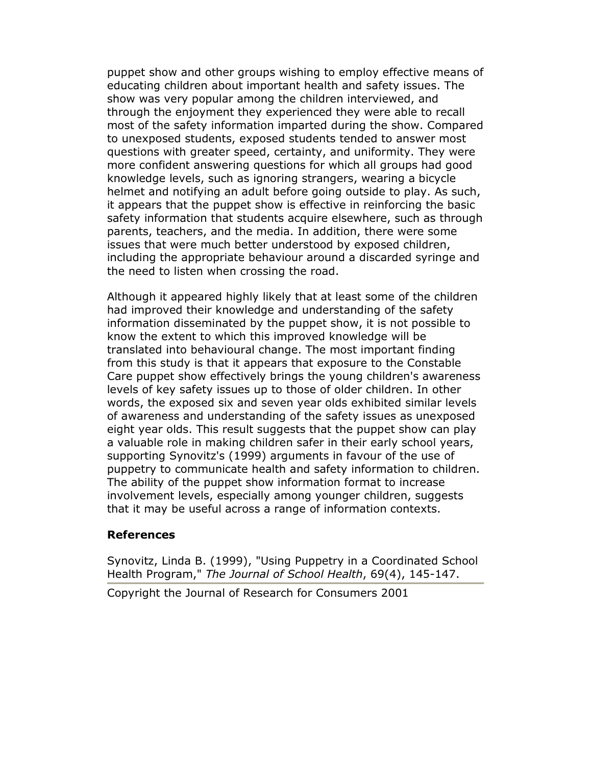puppet show and other groups wishing to employ effective means of educating children about important health and safety issues. The show was very popular among the children interviewed, and through the enjoyment they experienced they were able to recall most of the safety information imparted during the show. Compared to unexposed students, exposed students tended to answer most questions with greater speed, certainty, and uniformity. They were more confident answering questions for which all groups had good knowledge levels, such as ignoring strangers, wearing a bicycle helmet and notifying an adult before going outside to play. As such, it appears that the puppet show is effective in reinforcing the basic safety information that students acquire elsewhere, such as through parents, teachers, and the media. In addition, there were some issues that were much better understood by exposed children, including the appropriate behaviour around a discarded syringe and the need to listen when crossing the road.

Although it appeared highly likely that at least some of the children had improved their knowledge and understanding of the safety information disseminated by the puppet show, it is not possible to know the extent to which this improved knowledge will be translated into behavioural change. The most important finding from this study is that it appears that exposure to the Constable Care puppet show effectively brings the young children's awareness levels of key safety issues up to those of older children. In other words, the exposed six and seven year olds exhibited similar levels of awareness and understanding of the safety issues as unexposed eight year olds. This result suggests that the puppet show can play a valuable role in making children safer in their early school years, supporting Synovitz's (1999) arguments in favour of the use of puppetry to communicate health and safety information to children. The ability of the puppet show information format to increase involvement levels, especially among younger children, suggests that it may be useful across a range of information contexts.

## References

Synovitz, Linda B. (1999), "Using Puppetry in a Coordinated School Health Program," *The Journal of School Health*, 69(4), 145-147.

Copyright the Journal of Research for Consumers 2001